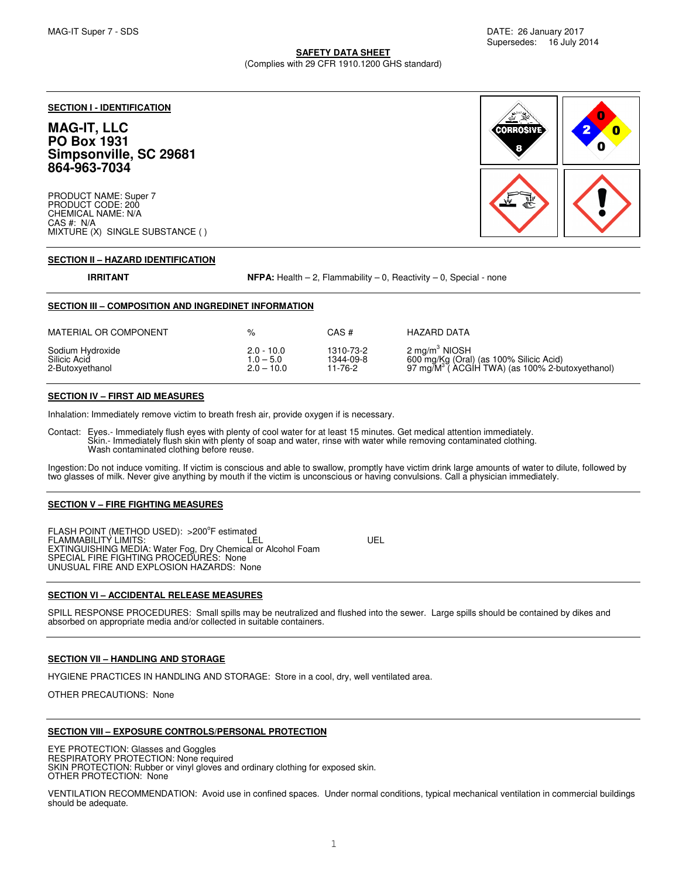MAG-IT Super 7 - SDS

DATE: 26 January 2017
Supersedes: 16 July 2014

**SAFETY DATA SHEET**
(Complies with 29 CFR 1910.1200 GHS standard)

## SECTION I - IDENTIFICATION

**MAG-IT, LLC**
**PO Box 1931**
**Simpsonville, SC 29681**
**864-963-7034**

PRODUCT NAME: Super 7
PRODUCT CODE: 200
CHEMICAL NAME: N/A
CAS #: N/A
MIXTURE (X) SINGLE SUBSTANCE ( )

## SECTION II – HAZARD IDENTIFICATION

**IRRITANT** **NFPA:** Health – 2, Flammability – 0, Reactivity – 0, Special - none

## SECTION III – COMPOSITION AND INGREDINET INFORMATION

| MATERIAL OR COMPONENT | % | CAS # | HAZARD DATA |
|---|---|---|---|
| Sodium Hydroxide | 2.0 - 10.0 | 1310-73-2 | 2 mg/m$^3$ NIOSH |
| Silicic Acid | 1.0 – 5.0 | 1344-09-8 | 600 mg/Kg (Oral) (as 100% Silicic Acid) |
| 2-Butoxyethanol | 2.0 – 10.0 | 11-76-2 | 97 mg/M$^3$ ( ACGIH TWA) (as 100% 2-butoxyethanol) |

## SECTION IV – FIRST AID MEASURES

Inhalation: Immediately remove victim to breath fresh air, provide oxygen if is necessary.

Contact: Eyes.- Immediately flush eyes with plenty of cool water for at least 15 minutes. Get medical attention immediately.
Skin.- Immediately flush skin with plenty of soap and water, rinse with water while removing contaminated clothing.
Wash contaminated clothing before reuse.

Ingestion: Do not induce vomiting. If victim is conscious and able to swallow, promptly have victim drink large amounts of water to dilute, followed by two glasses of milk. Never give anything by mouth if the victim is unconscious or having convulsions. Call a physician immediately.

## SECTION V – FIRE FIGHTING MEASURES

FLASH POINT (METHOD USED): >200°F estimated
FLAMMABILITY LIMITS: LEL UEL
EXTINGUISHING MEDIA: Water Fog, Dry Chemical or Alcohol Foam
SPECIAL FIRE FIGHTING PROCEDURES: None
UNUSUAL FIRE AND EXPLOSION HAZARDS: None

## SECTION VI – ACCIDENTAL RELEASE MEASURES

SPILL RESPONSE PROCEDURES: Small spills may be neutralized and flushed into the sewer. Large spills should be contained by dikes and absorbed on appropriate media and/or collected in suitable containers.

## SECTION VII – HANDLING AND STORAGE

HYGIENE PRACTICES IN HANDLING AND STORAGE: Store in a cool, dry, well ventilated area.

OTHER PRECAUTIONS: None

## SECTION VIII – EXPOSURE CONTROLS/PERSONAL PROTECTION

EYE PROTECTION: Glasses and Goggles
RESPIRATORY PROTECTION: None required
SKIN PROTECTION: Rubber or vinyl gloves and ordinary clothing for exposed skin.
OTHER PROTECTION: None

VENTILATION RECOMMENDATION: Avoid use in confined spaces. Under normal conditions, typical mechanical ventilation in commercial buildings should be adequate.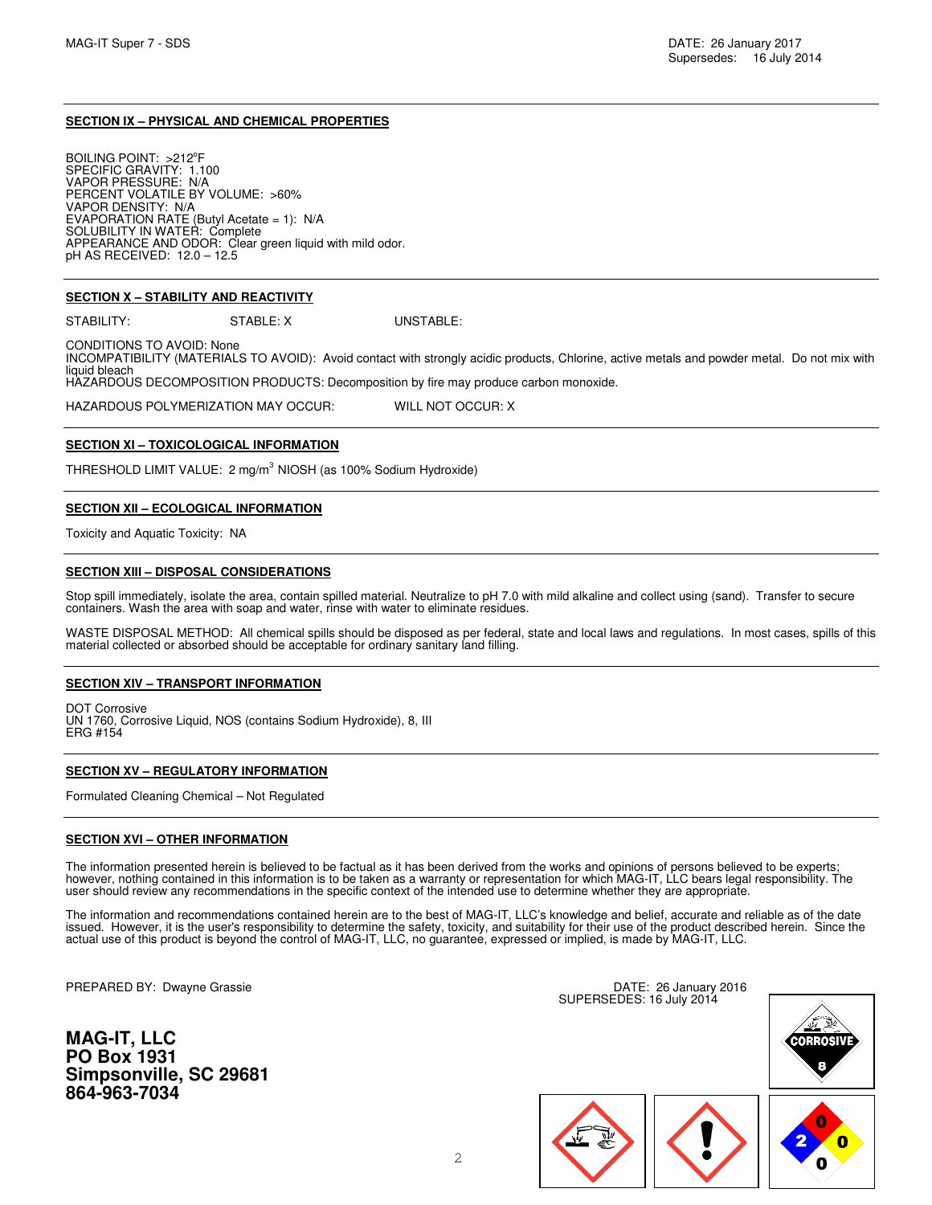## SECTION IX – PHYSICAL AND CHEMICAL PROPERTIES

BOILING POINT: >212°F
SPECIFIC GRAVITY: 1.100
VAPOR PRESSURE: N/A
PERCENT VOLATILE BY VOLUME: >60%
VAPOR DENSITY: N/A
EVAPORATION RATE (Butyl Acetate = 1): N/A
SOLUBILITY IN WATER: Complete
APPEARANCE AND ODOR: Clear green liquid with mild odor.
pH AS RECEIVED: 12.0 – 12.5

## SECTION X – STABILITY AND REACTIVITY

STABILITY: STABLE: X UNSTABLE:

CONDITIONS TO AVOID: None
INCOMPATIBILITY (MATERIALS TO AVOID): Avoid contact with strongly acidic products, Chlorine, active metals and powder metal. Do not mix with liquid bleach
HAZARDOUS DECOMPOSITION PRODUCTS: Decomposition by fire may produce carbon monoxide.

HAZARDOUS POLYMERIZATION MAY OCCUR: WILL NOT OCCUR: X

## SECTION XI – TOXICOLOGICAL INFORMATION

THRESHOLD LIMIT VALUE: 2 $mg/m^3$ NIOSH (as 100% Sodium Hydroxide)

## SECTION XII – ECOLOGICAL INFORMATION

Toxicity and Aquatic Toxicity: NA

## SECTION XIII – DISPOSAL CONSIDERATIONS

Stop spill immediately, isolate the area, contain spilled material. Neutralize to pH 7.0 with mild alkaline and collect using (sand). Transfer to secure containers. Wash the area with soap and water, rinse with water to eliminate residues.

WASTE DISPOSAL METHOD: All chemical spills should be disposed as per federal, state and local laws and regulations. In most cases, spills of this material collected or absorbed should be acceptable for ordinary sanitary land filling.

## SECTION XIV – TRANSPORT INFORMATION

DOT Corrosive
UN 1760, Corrosive Liquid, NOS (contains Sodium Hydroxide), 8, III
ERG #154

## SECTION XV – REGULATORY INFORMATION

Formulated Cleaning Chemical – Not Regulated

## SECTION XVI – OTHER INFORMATION

The information presented herein is believed to be factual as it has been derived from the works and opinions of persons believed to be experts; however, nothing contained in this information is to be taken as a warranty or representation for which MAG-IT, LLC bears legal responsibility. The user should review any recommendations in the specific context of the intended use to determine whether they are appropriate.

The information and recommendations contained herein are to the best of MAG-IT, LLC's knowledge and belief, accurate and reliable as of the date issued. However, it is the user's responsibility to determine the safety, toxicity, and suitability for their use of the product described herein. Since the actual use of this product is beyond the control of MAG-IT, LLC, no guarantee, expressed or implied, is made by MAG-IT, LLC.

PREPARED BY: Dwayne Grassie

DATE: 26 January 2016
SUPERSEDES: 16 July 2014

**MAG-IT, LLC**
**PO Box 1931**
**Simpsonville, SC 29681**
**864-963-7034**

CORROSIVE
8

2
0
0
0